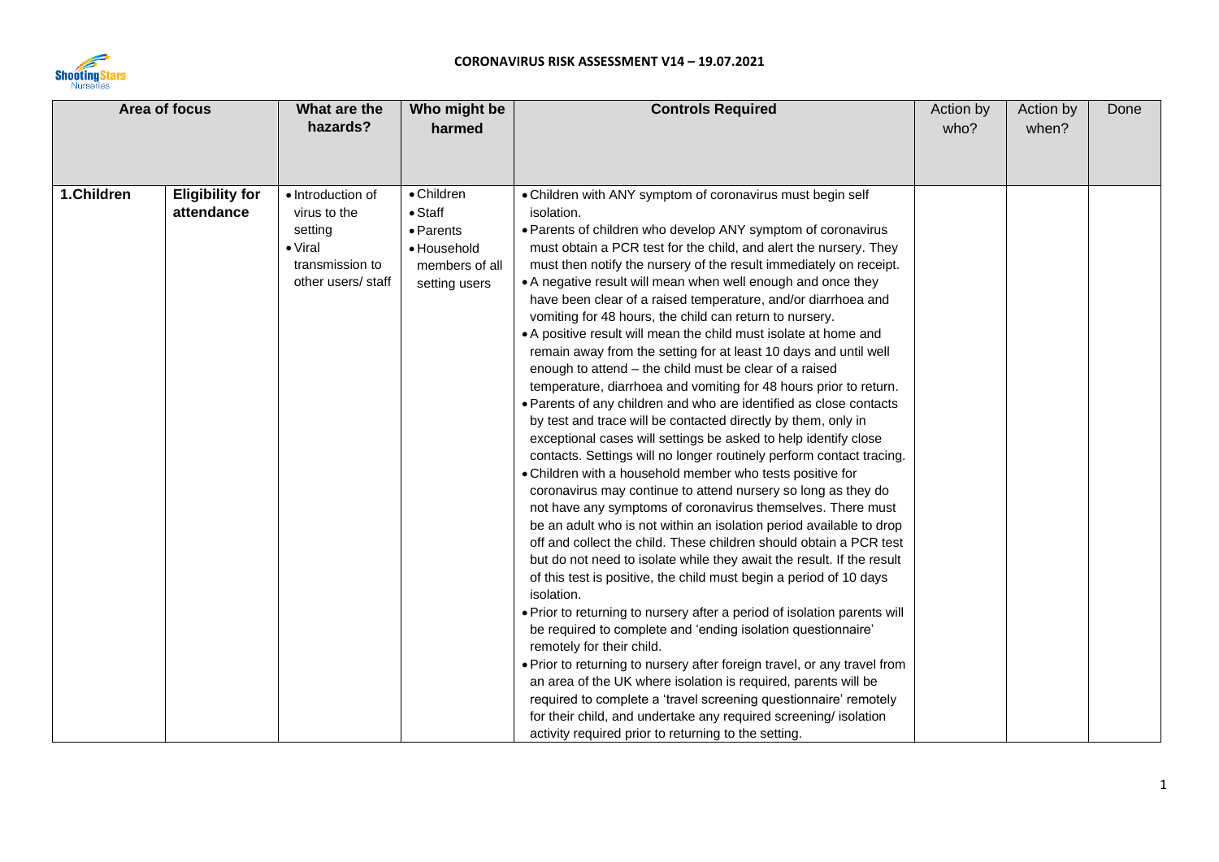# CORONAVIRUS RISK ASSESSMENT V14 – 19.07.2021

| Area of focus | | What are the hazards? | Who might be harmed | Controls Required | Action by who? | Action by when? | Done |
|---|---|---|---|---|---|---|---|
| **1.Children** | **Eligibility for attendance** | • Introduction of virus to the setting<br>• Viral transmission to other users/ staff | • Children<br>• Staff<br>• Parents<br>• Household members of all setting users | • Children with ANY symptom of coronavirus must begin self isolation.<br>• Parents of children who develop ANY symptom of coronavirus must obtain a PCR test for the child, and alert the nursery. They must then notify the nursery of the result immediately on receipt.<br>• A negative result will mean when well enough and once they have been clear of a raised temperature, and/or diarrhoea and vomiting for 48 hours, the child can return to nursery.<br>• A positive result will mean the child must isolate at home and remain away from the setting for at least 10 days and until well enough to attend – the child must be clear of a raised temperature, diarrhoea and vomiting for 48 hours prior to return.<br>• Parents of any children and who are identified as close contacts by test and trace will be contacted directly by them, only in exceptional cases will settings be asked to help identify close contacts. Settings will no longer routinely perform contact tracing.<br>• Children with a household member who tests positive for coronavirus may continue to attend nursery so long as they do not have any symptoms of coronavirus themselves. There must be an adult who is not within an isolation period available to drop off and collect the child. These children should obtain a PCR test but do not need to isolate while they await the result. If the result of this test is positive, the child must begin a period of 10 days isolation.<br>• Prior to returning to nursery after a period of isolation parents will be required to complete and 'ending isolation questionnaire' remotely for their child.<br>• Prior to returning to nursery after foreign travel, or any travel from an area of the UK where isolation is required, parents will be required to complete a 'travel screening questionnaire' remotely for their child, and undertake any required screening/ isolation activity required prior to returning to the setting. | | | |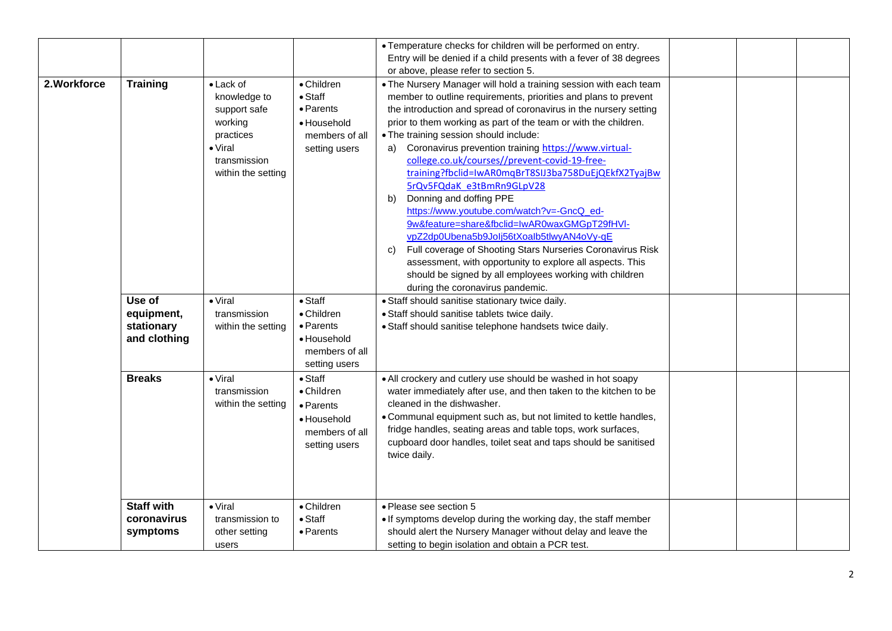| | | | | | | | |
|---|---|---|---|---|---|---|---|
| | | | | • Temperature checks for children will be performed on entry. Entry will be denied if a child presents with a fever of 38 degrees or above, please refer to section 5. | | | |
| **2.Workforce** | **Training** | • Lack of knowledge to support safe working practices<br>• Viral transmission within the setting | • Children<br>• Staff<br>• Parents<br>• Household members of all setting users | • The Nursery Manager will hold a training session with each team member to outline requirements, priorities and plans to prevent the introduction and spread of coronavirus in the nursery setting prior to them working as part of the team or with the children.<br>• The training session should include:<br>a) Coronavirus prevention training https://www.virtual-college.co.uk/courses//prevent-covid-19-free-training?fbclid=IwAR0mqBrT8SIJ3ba758DuEjQEkfX2TyajBw5rQv5FQdaK_e3tBmRn9GLpV28<br>b) Donning and doffing PPE https://www.youtube.com/watch?v=-GncQ_ed-9w&feature=share&fbclid=IwAR0waxGMGpT29fHVl-vpZ2dp0Ubena5b9Jolj56tXoalb5tlwyAN4oVy-gE<br>c) Full coverage of Shooting Stars Nurseries Coronavirus Risk assessment, with opportunity to explore all aspects. This should be signed by all employees working with children during the coronavirus pandemic. | | | |
| | **Use of equipment, stationary and clothing** | • Viral transmission within the setting | • Staff<br>• Children<br>• Parents<br>• Household members of all setting users | • Staff should sanitise stationary twice daily.<br>• Staff should sanitise tablets twice daily.<br>• Staff should sanitise telephone handsets twice daily. | | | |
| | **Breaks** | • Viral transmission within the setting | • Staff<br>• Children<br>• Parents<br>• Household members of all setting users | • All crockery and cutlery use should be washed in hot soapy water immediately after use, and then taken to the kitchen to be cleaned in the dishwasher.<br>• Communal equipment such as, but not limited to kettle handles, fridge handles, seating areas and table tops, work surfaces, cupboard door handles, toilet seat and taps should be sanitised twice daily. | | | |
| | **Staff with coronavirus symptoms** | • Viral transmission to other setting users | • Children<br>• Staff<br>• Parents | • Please see section 5<br>• If symptoms develop during the working day, the staff member should alert the Nursery Manager without delay and leave the setting to begin isolation and obtain a PCR test. | | | |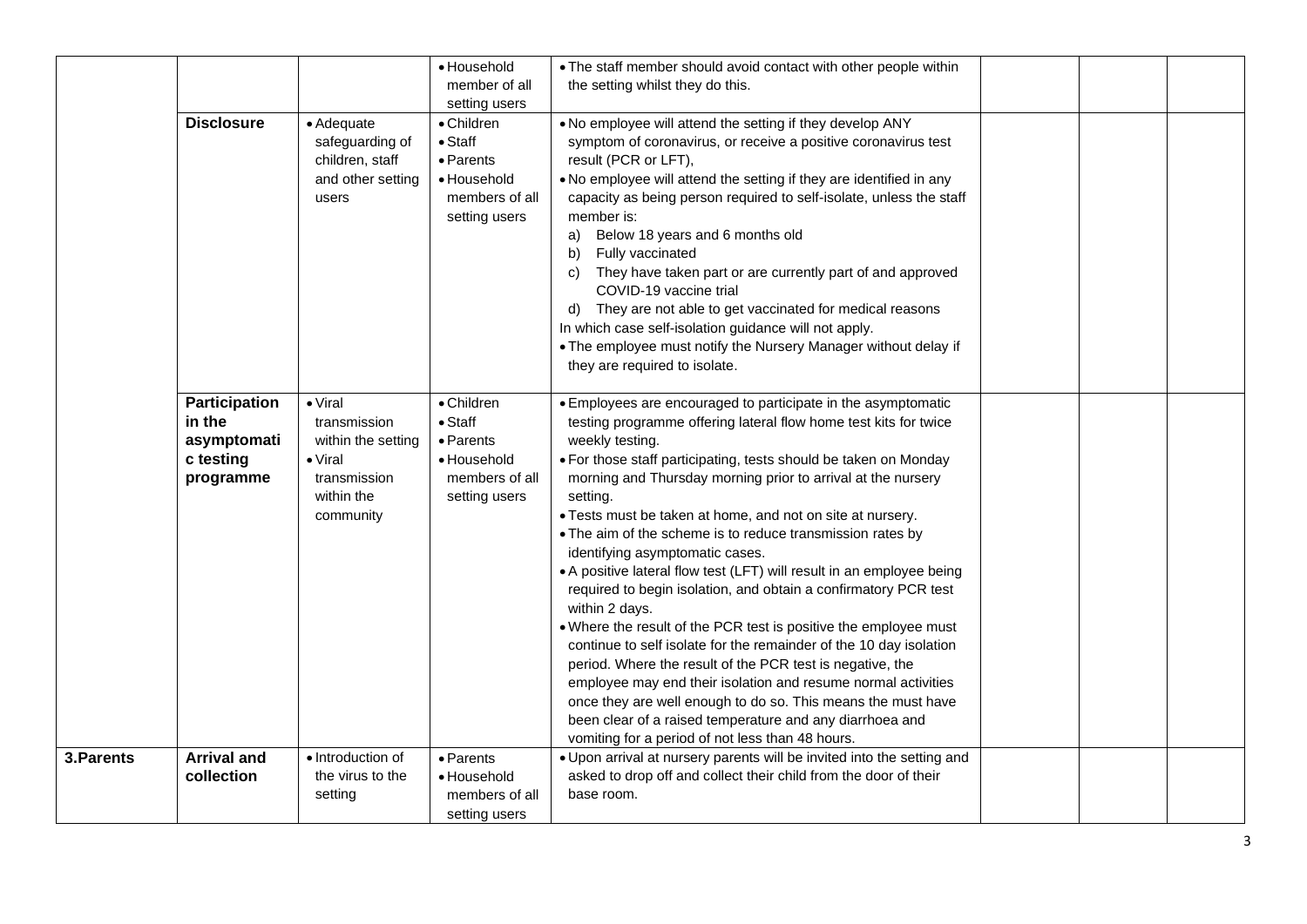| | | | | | | | |
|---|---|---|---|---|---|---|---|
| | | | • Household member of all setting users | • The staff member should avoid contact with other people within the setting whilst they do this. | | | |
| | **Disclosure** | • Adequate safeguarding of children, staff and other setting users | • Children<br>• Staff<br>• Parents<br>• Household members of all setting users | • No employee will attend the setting if they develop ANY symptom of coronavirus, or receive a positive coronavirus test result (PCR or LFT),<br>• No employee will attend the setting if they are identified in any capacity as being person required to self-isolate, unless the staff member is:<br>a) Below 18 years and 6 months old<br>b) Fully vaccinated<br>c) They have taken part or are currently part of and approved COVID-19 vaccine trial<br>d) They are not able to get vaccinated for medical reasons<br>In which case self-isolation guidance will not apply.<br>• The employee must notify the Nursery Manager without delay if they are required to isolate. | | | |
| | **Participation in the asymptomatic testing programme** | • Viral transmission within the setting<br>• Viral transmission within the community | • Children<br>• Staff<br>• Parents<br>• Household members of all setting users | • Employees are encouraged to participate in the asymptomatic testing programme offering lateral flow home test kits for twice weekly testing.<br>• For those staff participating, tests should be taken on Monday morning and Thursday morning prior to arrival at the nursery setting.<br>• Tests must be taken at home, and not on site at nursery.<br>• The aim of the scheme is to reduce transmission rates by identifying asymptomatic cases.<br>• A positive lateral flow test (LFT) will result in an employee being required to begin isolation, and obtain a confirmatory PCR test within 2 days.<br>• Where the result of the PCR test is positive the employee must continue to self isolate for the remainder of the 10 day isolation period. Where the result of the PCR test is negative, the employee may end their isolation and resume normal activities once they are well enough to do so. This means the must have been clear of a raised temperature and any diarrhoea and vomiting for a period of not less than 48 hours. | | | |
| **3.Parents** | **Arrival and collection** | • Introduction of the virus to the setting | • Parents<br>• Household members of all setting users | • Upon arrival at nursery parents will be invited into the setting and asked to drop off and collect their child from the door of their base room. | | | |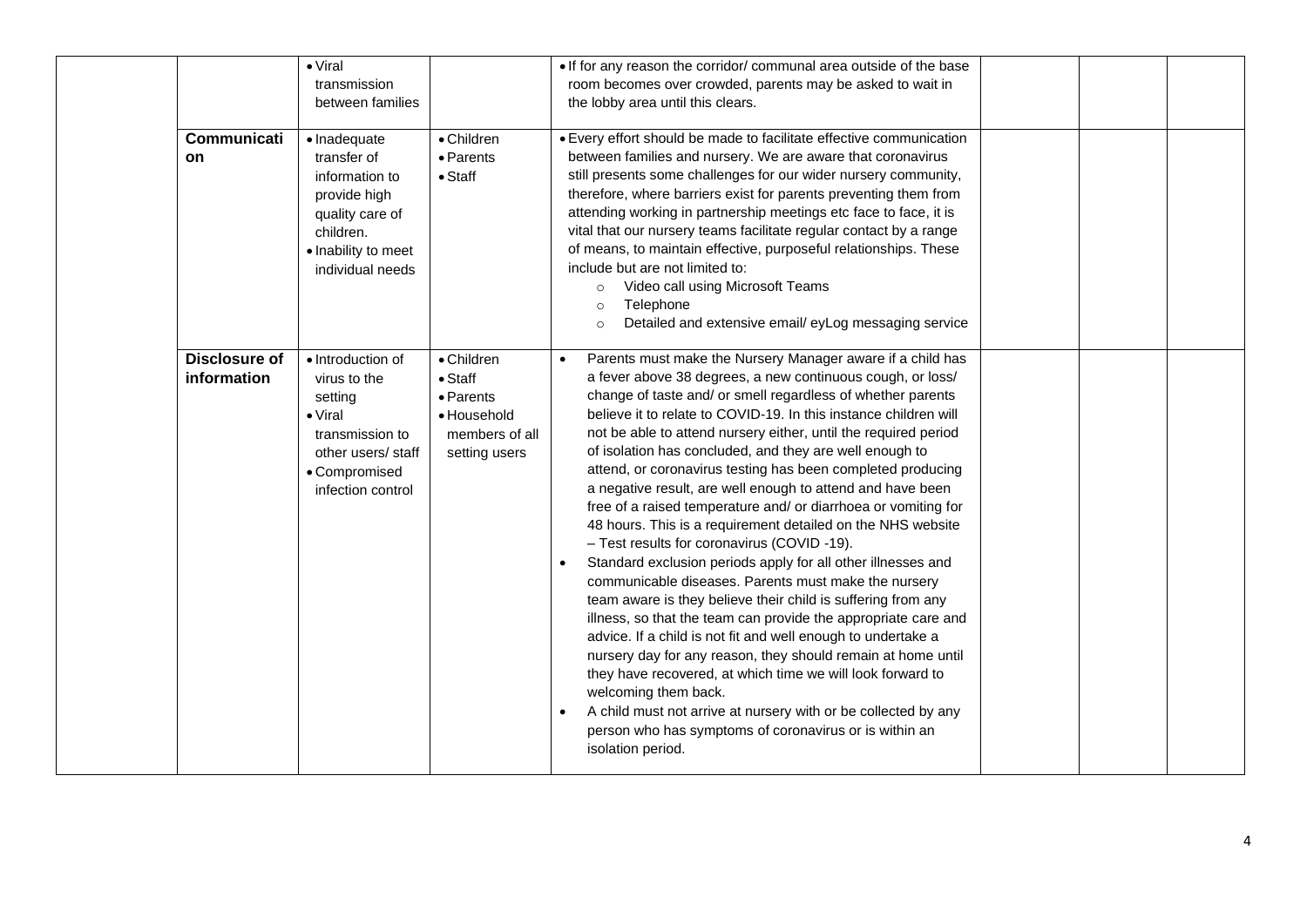| | | | | | | | |
|---|---|---|---|---|---|---|---|
| | | • Viral transmission between families | | • If for any reason the corridor/ communal area outside of the base room becomes over crowded, parents may be asked to wait in the lobby area until this clears. | | | |
| | **Communication** | • Inadequate transfer of information to provide high quality care of children.<br>• Inability to meet individual needs | • Children<br>• Parents<br>• Staff | • Every effort should be made to facilitate effective communication between families and nursery. We are aware that coronavirus still presents some challenges for our wider nursery community, therefore, where barriers exist for parents preventing them from attending working in partnership meetings etc face to face, it is vital that our nursery teams facilitate regular contact by a range of means, to maintain effective, purposeful relationships. These include but are not limited to:<br>&nbsp;&nbsp;&nbsp;&nbsp;○ Video call using Microsoft Teams<br>&nbsp;&nbsp;&nbsp;&nbsp;○ Telephone<br>&nbsp;&nbsp;&nbsp;&nbsp;○ Detailed and extensive email/ eyLog messaging service | | | |
| | **Disclosure of information** | • Introduction of virus to the setting<br>• Viral transmission to other users/ staff<br>• Compromised infection control | • Children<br>• Staff<br>• Parents<br>• Household members of all setting users | • Parents must make the Nursery Manager aware if a child has a fever above 38 degrees, a new continuous cough, or loss/ change of taste and/ or smell regardless of whether parents believe it to relate to COVID-19. In this instance children will not be able to attend nursery either, until the required period of isolation has concluded, and they are well enough to attend, or coronavirus testing has been completed producing a negative result, are well enough to attend and have been free of a raised temperature and/ or diarrhoea or vomiting for 48 hours. This is a requirement detailed on the NHS website – Test results for coronavirus (COVID -19).<br>• Standard exclusion periods apply for all other illnesses and communicable diseases. Parents must make the nursery team aware is they believe their child is suffering from any illness, so that the team can provide the appropriate care and advice. If a child is not fit and well enough to undertake a nursery day for any reason, they should remain at home until they have recovered, at which time we will look forward to welcoming them back.<br>• A child must not arrive at nursery with or be collected by any person who has symptoms of coronavirus or is within an isolation period. | | | |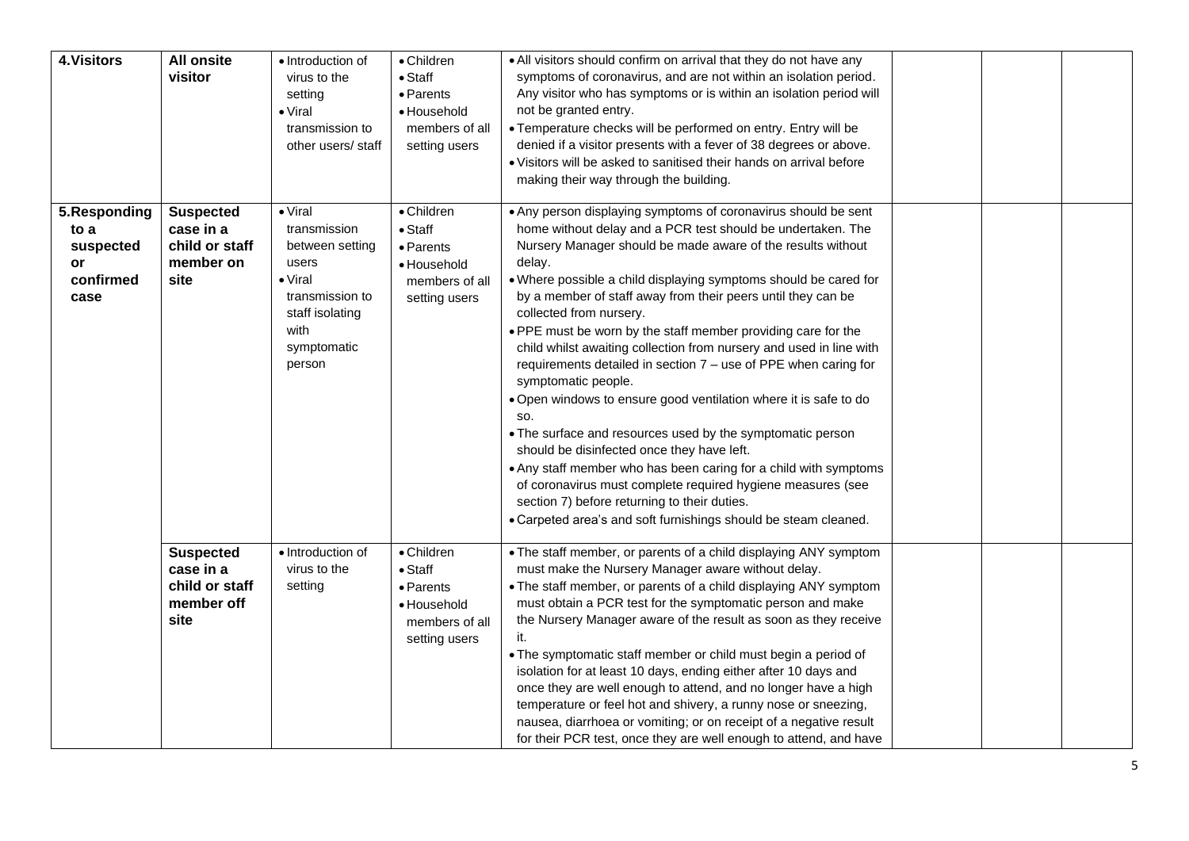| | | | | | | | |
|---|---|---|---|---|---|---|---|
| **4.Visitors** | **All onsite visitor** | • Introduction of virus to the setting<br>• Viral transmission to other users/ staff | • Children<br>• Staff<br>• Parents<br>• Household members of all setting users | • All visitors should confirm on arrival that they do not have any symptoms of coronavirus, and are not within an isolation period. Any visitor who has symptoms or is within an isolation period will not be granted entry.<br>• Temperature checks will be performed on entry. Entry will be denied if a visitor presents with a fever of 38 degrees or above.<br>• Visitors will be asked to sanitised their hands on arrival before making their way through the building. | | | |
| **5.Responding to a suspected or confirmed case** | **Suspected case in a child or staff member on site** | • Viral transmission between setting users<br>• Viral transmission to staff isolating with symptomatic person | • Children<br>• Staff<br>• Parents<br>• Household members of all setting users | • Any person displaying symptoms of coronavirus should be sent home without delay and a PCR test should be undertaken. The Nursery Manager should be made aware of the results without delay.<br>• Where possible a child displaying symptoms should be cared for by a member of staff away from their peers until they can be collected from nursery.<br>• PPE must be worn by the staff member providing care for the child whilst awaiting collection from nursery and used in line with requirements detailed in section 7 – use of PPE when caring for symptomatic people.<br>• Open windows to ensure good ventilation where it is safe to do so.<br>• The surface and resources used by the symptomatic person should be disinfected once they have left.<br>• Any staff member who has been caring for a child with symptoms of coronavirus must complete required hygiene measures (see section 7) before returning to their duties.<br>• Carpeted area's and soft furnishings should be steam cleaned. | | | |
| | **Suspected case in a child or staff member off site** | • Introduction of virus to the setting | • Children<br>• Staff<br>• Parents<br>• Household members of all setting users | • The staff member, or parents of a child displaying ANY symptom must make the Nursery Manager aware without delay.<br>• The staff member, or parents of a child displaying ANY symptom must obtain a PCR test for the symptomatic person and make the Nursery Manager aware of the result as soon as they receive it.<br>• The symptomatic staff member or child must begin a period of isolation for at least 10 days, ending either after 10 days and once they are well enough to attend, and no longer have a high temperature or feel hot and shivery, a runny nose or sneezing, nausea, diarrhoea or vomiting; or on receipt of a negative result for their PCR test, once they are well enough to attend, and have | | | |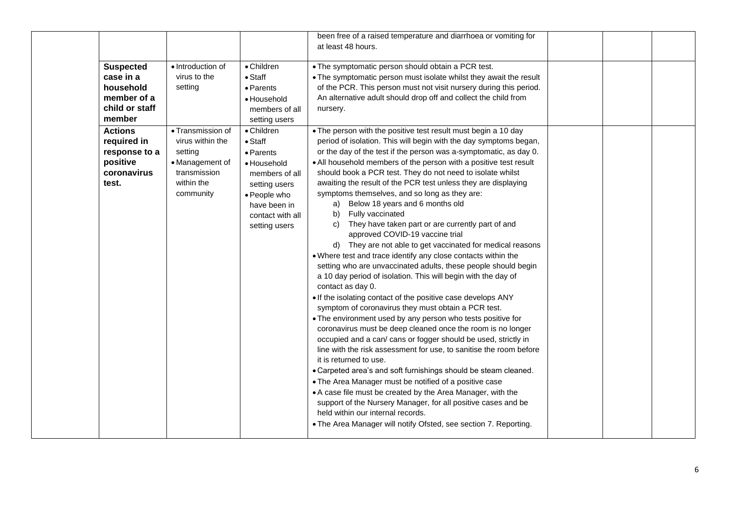| | | | | | | | |
|---|---|---|---|---|---|---|---|
| | | | | been free of a raised temperature and diarrhoea or vomiting for at least 48 hours. | | | |
| | **Suspected case in a household member of a child or staff member** | • Introduction of virus to the setting | • Children<br>• Staff<br>• Parents<br>• Household members of all setting users | • The symptomatic person should obtain a PCR test.<br>• The symptomatic person must isolate whilst they await the result of the PCR. This person must not visit nursery during this period. An alternative adult should drop off and collect the child from nursery. | | | |
| | **Actions required in response to a positive coronavirus test.** | • Transmission of virus within the setting<br>• Management of transmission within the community | • Children<br>• Staff<br>• Parents<br>• Household members of all setting users<br>• People who have been in contact with all setting users | • The person with the positive test result must begin a 10 day period of isolation. This will begin with the day symptoms began, or the day of the test if the person was a-symptomatic, as day 0.<br>• All household members of the person with a positive test result should book a PCR test. They do not need to isolate whilst awaiting the result of the PCR test unless they are displaying symptoms themselves, and so long as they are:<br>a) Below 18 years and 6 months old<br>b) Fully vaccinated<br>c) They have taken part or are currently part of and approved COVID-19 vaccine trial<br>d) They are not able to get vaccinated for medical reasons<br>• Where test and trace identify any close contacts within the setting who are unvaccinated adults, these people should begin a 10 day period of isolation. This will begin with the day of contact as day 0.<br>• If the isolating contact of the positive case develops ANY symptom of coronavirus they must obtain a PCR test.<br>• The environment used by any person who tests positive for coronavirus must be deep cleaned once the room is no longer occupied and a can/ cans or fogger should be used, strictly in line with the risk assessment for use, to sanitise the room before it is returned to use.<br>• Carpeted area's and soft furnishings should be steam cleaned.<br>• The Area Manager must be notified of a positive case<br>• A case file must be created by the Area Manager, with the support of the Nursery Manager, for all positive cases and be held within our internal records.<br>• The Area Manager will notify Ofsted, see section 7. Reporting. | | | |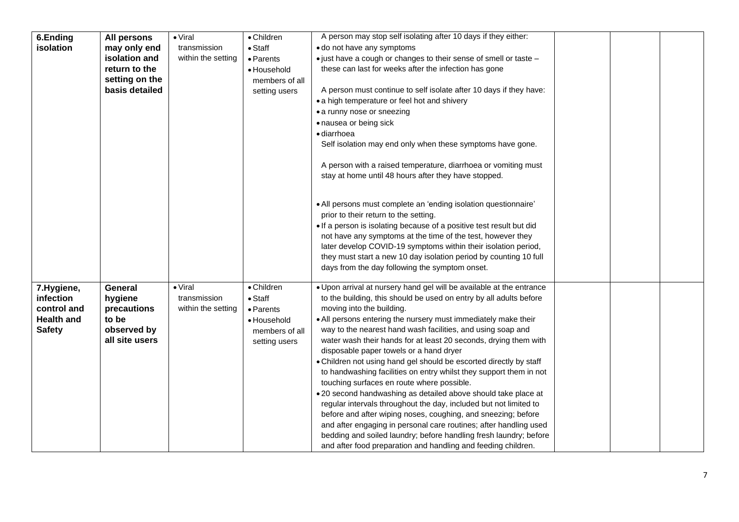| | | | | | | | |
|---|---|---|---|---|---|---|---|
| **6.Ending isolation** | **All persons may only end isolation and return to the setting on the basis detailed** | • Viral transmission within the setting | • Children<br>• Staff<br>• Parents<br>• Household members of all setting users | A person may stop self isolating after 10 days if they either:<br>• do not have any symptoms<br>• just have a cough or changes to their sense of smell or taste – these can last for weeks after the infection has gone<br><br>A person must continue to self isolate after 10 days if they have:<br>• a high temperature or feel hot and shivery<br>• a runny nose or sneezing<br>• nausea or being sick<br>• diarrhoea<br>Self isolation may end only when these symptoms have gone.<br><br>A person with a raised temperature, diarrhoea or vomiting must stay at home until 48 hours after they have stopped.<br><br>• All persons must complete an 'ending isolation questionnaire' prior to their return to the setting.<br>• If a person is isolating because of a positive test result but did not have any symptoms at the time of the test, however they later develop COVID-19 symptoms within their isolation period, they must start a new 10 day isolation period by counting 10 full days from the day following the symptom onset. | | | |
| **7.Hygiene, infection control and Health and Safety** | **General hygiene precautions to be observed by all site users** | • Viral transmission within the setting | • Children<br>• Staff<br>• Parents<br>• Household members of all setting users | • Upon arrival at nursery hand gel will be available at the entrance to the building, this should be used on entry by all adults before moving into the building.<br>• All persons entering the nursery must immediately make their way to the nearest hand wash facilities, and using soap and water wash their hands for at least 20 seconds, drying them with disposable paper towels or a hand dryer<br>• Children not using hand gel should be escorted directly by staff to handwashing facilities on entry whilst they support them in not touching surfaces en route where possible.<br>• 20 second handwashing as detailed above should take place at regular intervals throughout the day, included but not limited to before and after wiping noses, coughing, and sneezing; before and after engaging in personal care routines; after handling used bedding and soiled laundry; before handling fresh laundry; before and after food preparation and handling and feeding children. | | | |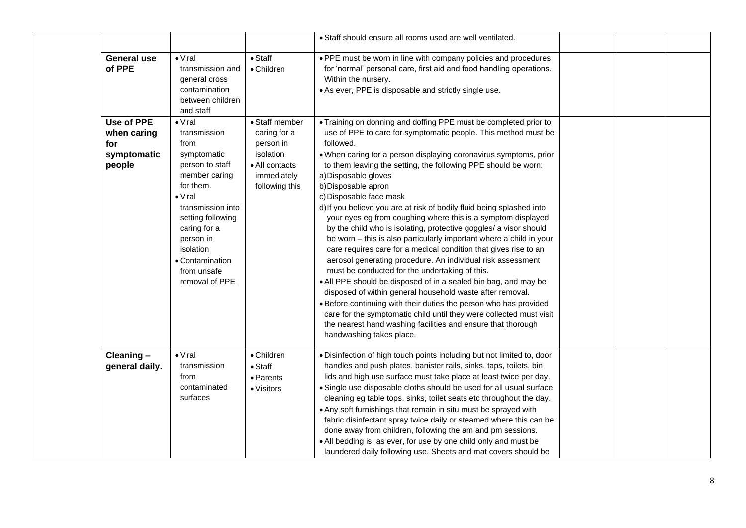| | | | | | | |
|---|---|---|---|---|---|---|
| | | | • Staff should ensure all rooms used are well ventilated. | | | |
| **General use of PPE** | • Viral transmission and general cross contamination between children and staff | • Staff<br>• Children | • PPE must be worn in line with company policies and procedures for 'normal' personal care, first aid and food handling operations. Within the nursery.<br>• As ever, PPE is disposable and strictly single use. | | | |
| **Use of PPE when caring for symptomatic people** | • Viral transmission from symptomatic person to staff member caring for them.<br>• Viral transmission into setting following caring for a person in isolation<br>• Contamination from unsafe removal of PPE | • Staff member caring for a person in isolation<br>• All contacts immediately following this | • Training on donning and doffing PPE must be completed prior to use of PPE to care for symptomatic people. This method must be followed.<br>• When caring for a person displaying coronavirus symptoms, prior to them leaving the setting, the following PPE should be worn:<br>a) Disposable gloves<br>b) Disposable apron<br>c) Disposable face mask<br>d) If you believe you are at risk of bodily fluid being splashed into your eyes eg from coughing where this is a symptom displayed by the child who is isolating, protective goggles/ a visor should be worn – this is also particularly important where a child in your care requires care for a medical condition that gives rise to an aerosol generating procedure. An individual risk assessment must be conducted for the undertaking of this.<br>• All PPE should be disposed of in a sealed bin bag, and may be disposed of within general household waste after removal.<br>• Before continuing with their duties the person who has provided care for the symptomatic child until they were collected must visit the nearest hand washing facilities and ensure that thorough handwashing takes place. | | | |
| **Cleaning – general daily.** | • Viral transmission from contaminated surfaces | • Children<br>• Staff<br>• Parents<br>• Visitors | • Disinfection of high touch points including but not limited to, door handles and push plates, banister rails, sinks, taps, toilets, bin lids and high use surface must take place at least twice per day.<br>• Single use disposable cloths should be used for all usual surface cleaning eg table tops, sinks, toilet seats etc throughout the day.<br>• Any soft furnishings that remain in situ must be sprayed with fabric disinfectant spray twice daily or steamed where this can be done away from children, following the am and pm sessions.<br>• All bedding is, as ever, for use by one child only and must be laundered daily following use. Sheets and mat covers should be | | | |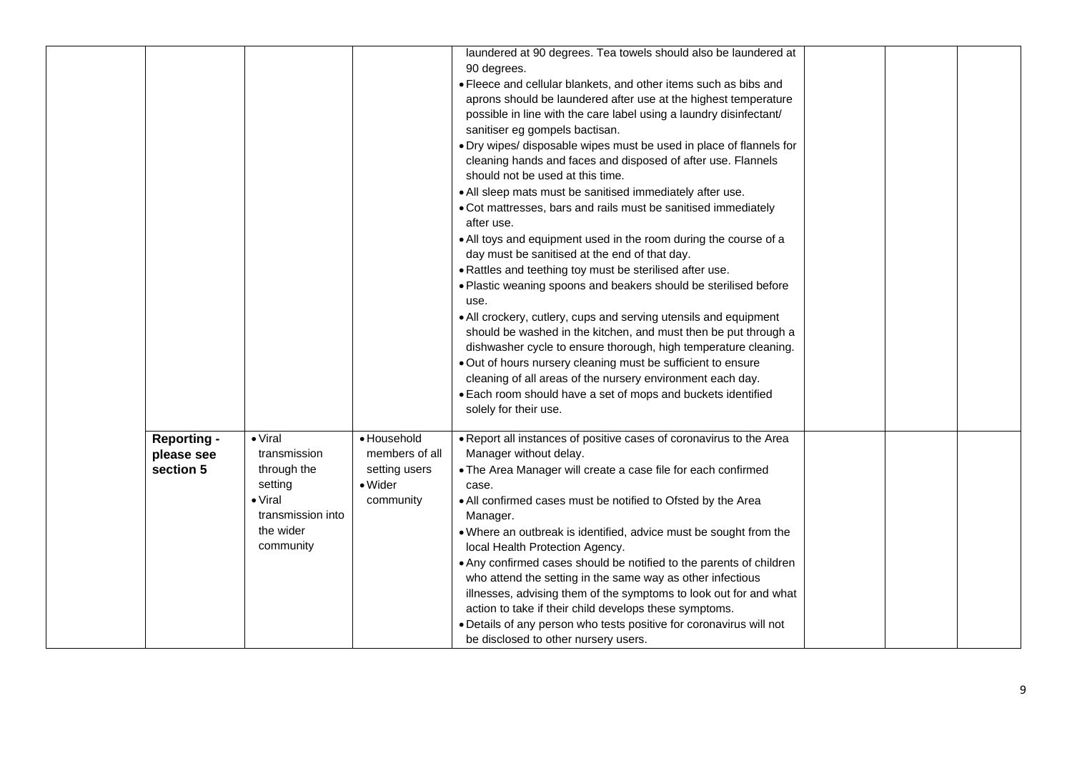| | | | | | | | |
|---|---|---|---|---|---|---|---|
| | | | | laundered at 90 degrees. Tea towels should also be laundered at 90 degrees.<br>• Fleece and cellular blankets, and other items such as bibs and aprons should be laundered after use at the highest temperature possible in line with the care label using a laundry disinfectant/ sanitiser eg gompels bactisan.<br>• Dry wipes/ disposable wipes must be used in place of flannels for cleaning hands and faces and disposed of after use. Flannels should not be used at this time.<br>• All sleep mats must be sanitised immediately after use.<br>• Cot mattresses, bars and rails must be sanitised immediately after use.<br>• All toys and equipment used in the room during the course of a day must be sanitised at the end of that day.<br>• Rattles and teething toy must be sterilised after use.<br>• Plastic weaning spoons and beakers should be sterilised before use.<br>• All crockery, cutlery, cups and serving utensils and equipment should be washed in the kitchen, and must then be put through a dishwasher cycle to ensure thorough, high temperature cleaning.<br>• Out of hours nursery cleaning must be sufficient to ensure cleaning of all areas of the nursery environment each day.<br>• Each room should have a set of mops and buckets identified solely for their use. | | | |
| | **Reporting - please see section 5** | • Viral transmission through the setting<br>• Viral transmission into the wider community | • Household members of all setting users<br>• Wider community | • Report all instances of positive cases of coronavirus to the Area Manager without delay.<br>• The Area Manager will create a case file for each confirmed case.<br>• All confirmed cases must be notified to Ofsted by the Area Manager.<br>• Where an outbreak is identified, advice must be sought from the local Health Protection Agency.<br>• Any confirmed cases should be notified to the parents of children who attend the setting in the same way as other infectious illnesses, advising them of the symptoms to look out for and what action to take if their child develops these symptoms.<br>• Details of any person who tests positive for coronavirus will not be disclosed to other nursery users. | | | |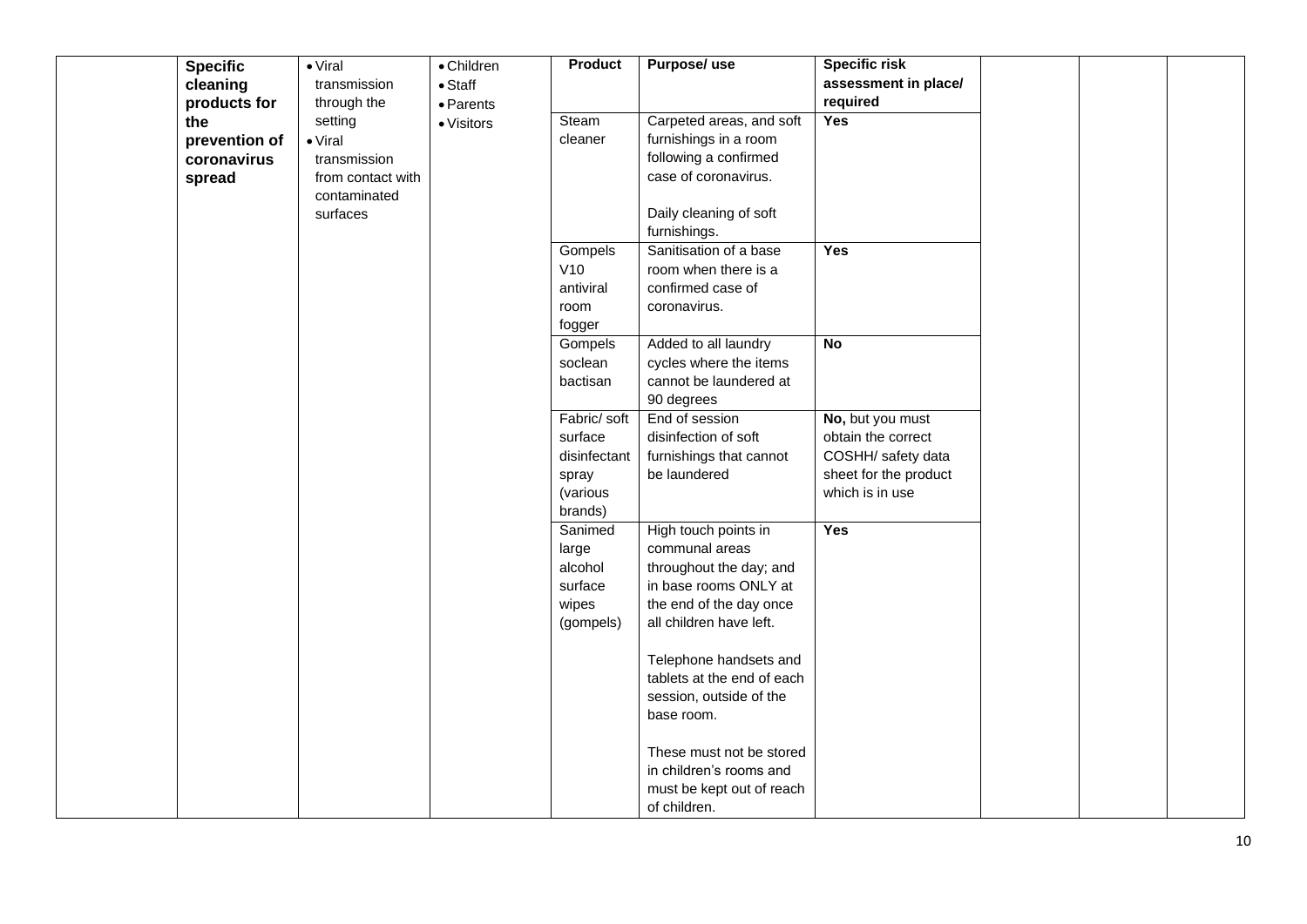| | | | | | | | | | |
|---|---|---|---|---|---|---|---|---|---|
| | **Specific cleaning products for the prevention of coronavirus spread** | • Viral transmission through the setting<br>• Viral transmission from contact with contaminated surfaces | • Children<br>• Staff<br>• Parents<br>• Visitors | **Product** | **Purpose/ use** | **Specific risk assessment in place/ required** | | | |
| | | | | Steam cleaner | Carpeted areas, and soft furnishings in a room following a confirmed case of coronavirus.<br><br>Daily cleaning of soft furnishings. | **Yes** | | | |
| | | | | Gompels V10 antiviral room fogger | Sanitisation of a base room when there is a confirmed case of coronavirus. | **Yes** | | | |
| | | | | Gompels soclean bactisan | Added to all laundry cycles where the items cannot be laundered at 90 degrees | **No** | | | |
| | | | | Fabric/ soft surface disinfectant spray (various brands) | End of session disinfection of soft furnishings that cannot be laundered | **No,** but you must obtain the correct COSHH/ safety data sheet for the product which is in use | | | |
| | | | | Sanimed large alcohol surface wipes (gompels) | High touch points in communal areas throughout the day; and in base rooms ONLY at the end of the day once all children have left.<br><br>Telephone handsets and tablets at the end of each session, outside of the base room.<br><br>These must not be stored in children's rooms and must be kept out of reach of children. | **Yes** | | | |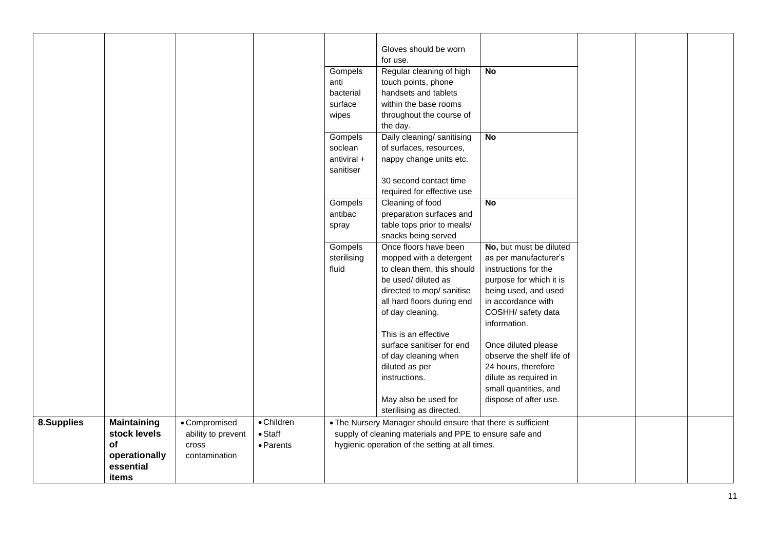| | | | | | | | | | |
|---|---|---|---|---|---|---|---|---|---|
| | | | | | Gloves should be worn for use. | | | | |
| | | | | Gompels anti bacterial surface wipes | Regular cleaning of high touch points, phone handsets and tablets within the base rooms throughout the course of the day. | **No** | | | |
| | | | | Gompels soclean antiviral + sanitiser | Daily cleaning/ sanitising of surfaces, resources, nappy change units etc.<br><br>30 second contact time required for effective use | **No** | | | |
| | | | | Gompels antibac spray | Cleaning of food preparation surfaces and table tops prior to meals/ snacks being served | **No** | | | |
| | | | | Gompels sterilising fluid | Once floors have been mopped with a detergent to clean them, this should be used/ diluted as directed to mop/ sanitise all hard floors during end of day cleaning.<br><br>This is an effective surface sanitiser for end of day cleaning when diluted as per instructions.<br><br>May also be used for sterilising as directed. | **No,** but must be diluted as per manufacturer's instructions for the purpose for which it is being used, and used in accordance with COSHH/ safety data information.<br><br>Once diluted please observe the shelf life of 24 hours, therefore dilute as required in small quantities, and dispose of after use. | | | |
| **8.Supplies** | **Maintaining stock levels of operationally essential items** | • Compromised ability to prevent cross contamination | • Children<br>• Staff<br>• Parents | • The Nursery Manager should ensure that there is sufficient supply of cleaning materials and PPE to ensure safe and hygienic operation of the setting at all times. | | | | | |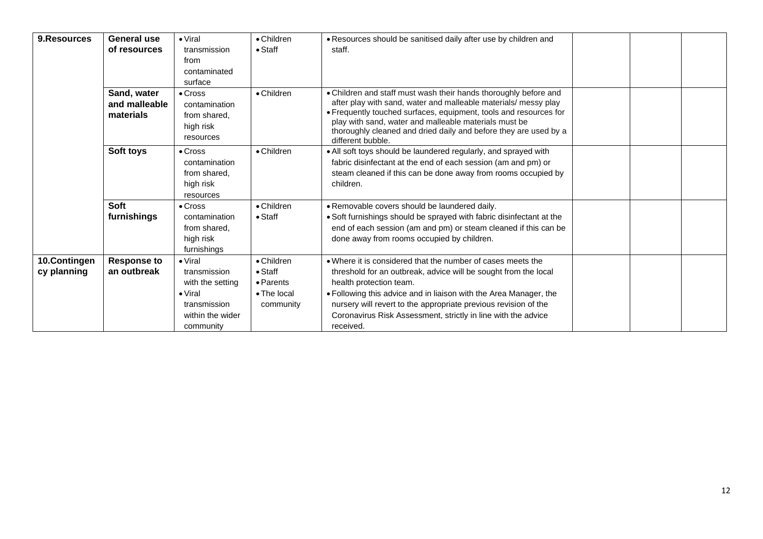| | | | | | | | |
|---|---|---|---|---|---|---|---|
| **9.Resources** | **General use of resources** | • Viral transmission from contaminated surface | • Children<br>• Staff | • Resources should be sanitised daily after use by children and staff. | | | |
| | **Sand, water and malleable materials** | • Cross contamination from shared, high risk resources | • Children | • Children and staff must wash their hands thoroughly before and after play with sand, water and malleable materials/ messy play<br>• Frequently touched surfaces, equipment, tools and resources for play with sand, water and malleable materials must be thoroughly cleaned and dried daily and before they are used by a different bubble. | | | |
| | **Soft toys** | • Cross contamination from shared, high risk resources | • Children | • All soft toys should be laundered regularly, and sprayed with fabric disinfectant at the end of each session (am and pm) or steam cleaned if this can be done away from rooms occupied by children. | | | |
| | **Soft furnishings** | • Cross contamination from shared, high risk furnishings | • Children<br>• Staff | • Removable covers should be laundered daily.<br>• Soft furnishings should be sprayed with fabric disinfectant at the end of each session (am and pm) or steam cleaned if this can be done away from rooms occupied by children. | | | |
| **10.Contingency planning** | **Response to an outbreak** | • Viral transmission with the setting<br>• Viral transmission within the wider community | • Children<br>• Staff<br>• Parents<br>• The local community | • Where it is considered that the number of cases meets the threshold for an outbreak, advice will be sought from the local health protection team.<br>• Following this advice and in liaison with the Area Manager, the nursery will revert to the appropriate previous revision of the Coronavirus Risk Assessment, strictly in line with the advice received. | | | |